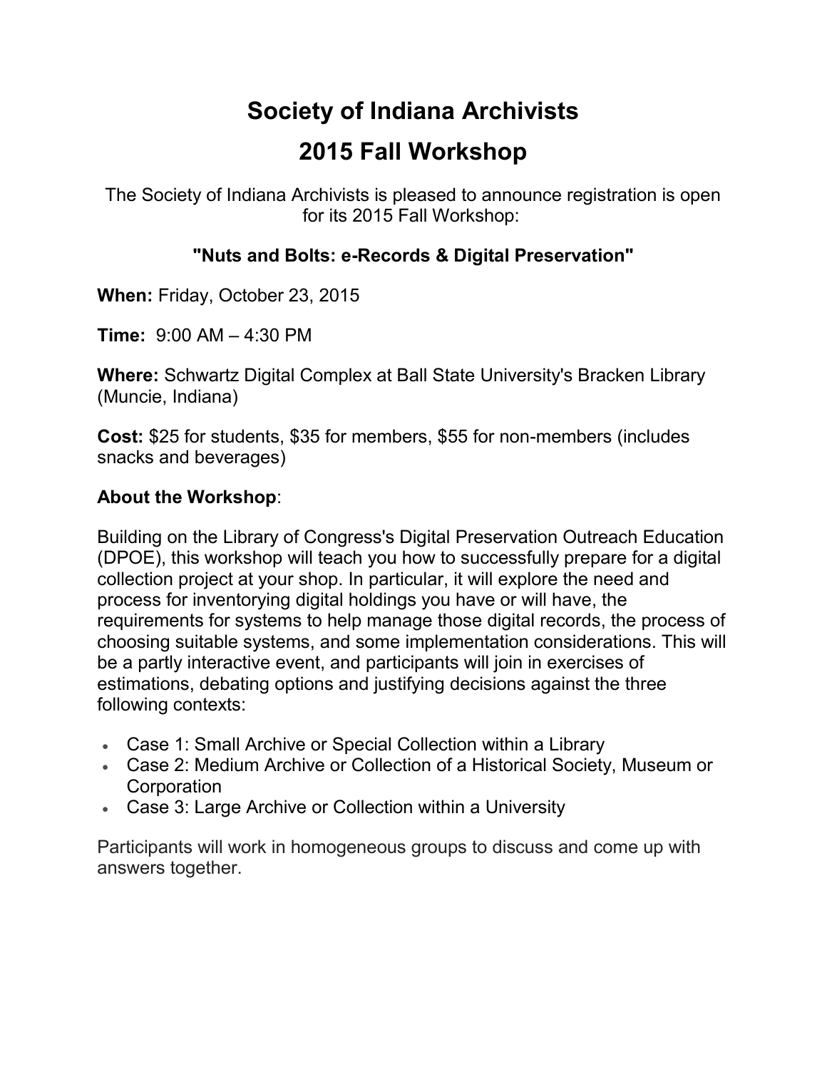# Society of Indiana Archivists

# 2015 Fall Workshop

The Society of Indiana Archivists is pleased to announce registration is open for its 2015 Fall Workshop:

### "Nuts and Bolts: e-Records & Digital Preservation"

**When:** Friday, October 23, 2015

**Time:** 9:00 AM – 4:30 PM

**Where:** Schwartz Digital Complex at Ball State University's Bracken Library (Muncie, Indiana)

**Cost:** $25 for students, $35 for members, $55 for non-members (includes snacks and beverages)

**About the Workshop**:

Building on the Library of Congress's Digital Preservation Outreach Education (DPOE), this workshop will teach you how to successfully prepare for a digital collection project at your shop. In particular, it will explore the need and process for inventorying digital holdings you have or will have, the requirements for systems to help manage those digital records, the process of choosing suitable systems, and some implementation considerations. This will be a partly interactive event, and participants will join in exercises of estimations, debating options and justifying decisions against the three following contexts:

- Case 1: Small Archive or Special Collection within a Library
- Case 2: Medium Archive or Collection of a Historical Society, Museum or Corporation
- Case 3: Large Archive or Collection within a University

Participants will work in homogeneous groups to discuss and come up with answers together.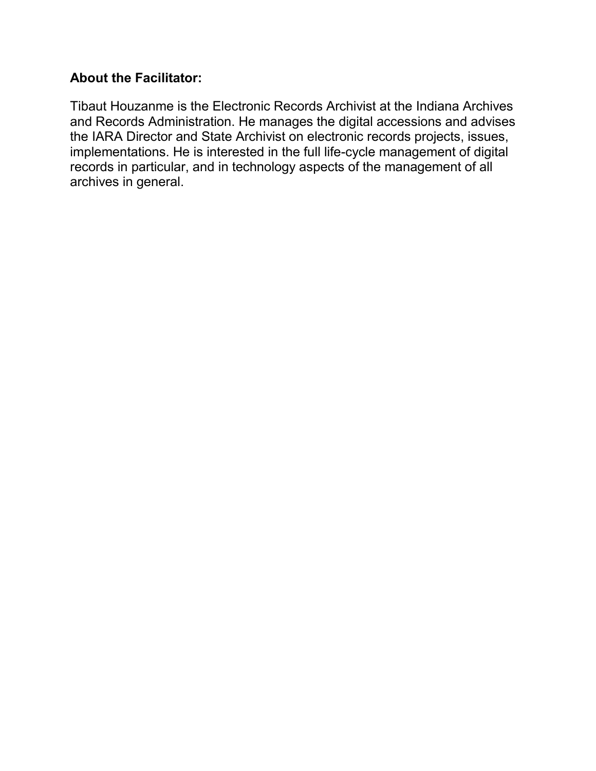**About the Facilitator:**

Tibaut Houzanme is the Electronic Records Archivist at the Indiana Archives and Records Administration. He manages the digital accessions and advises the IARA Director and State Archivist on electronic records projects, issues, implementations. He is interested in the full life-cycle management of digital records in particular, and in technology aspects of the management of all archives in general.